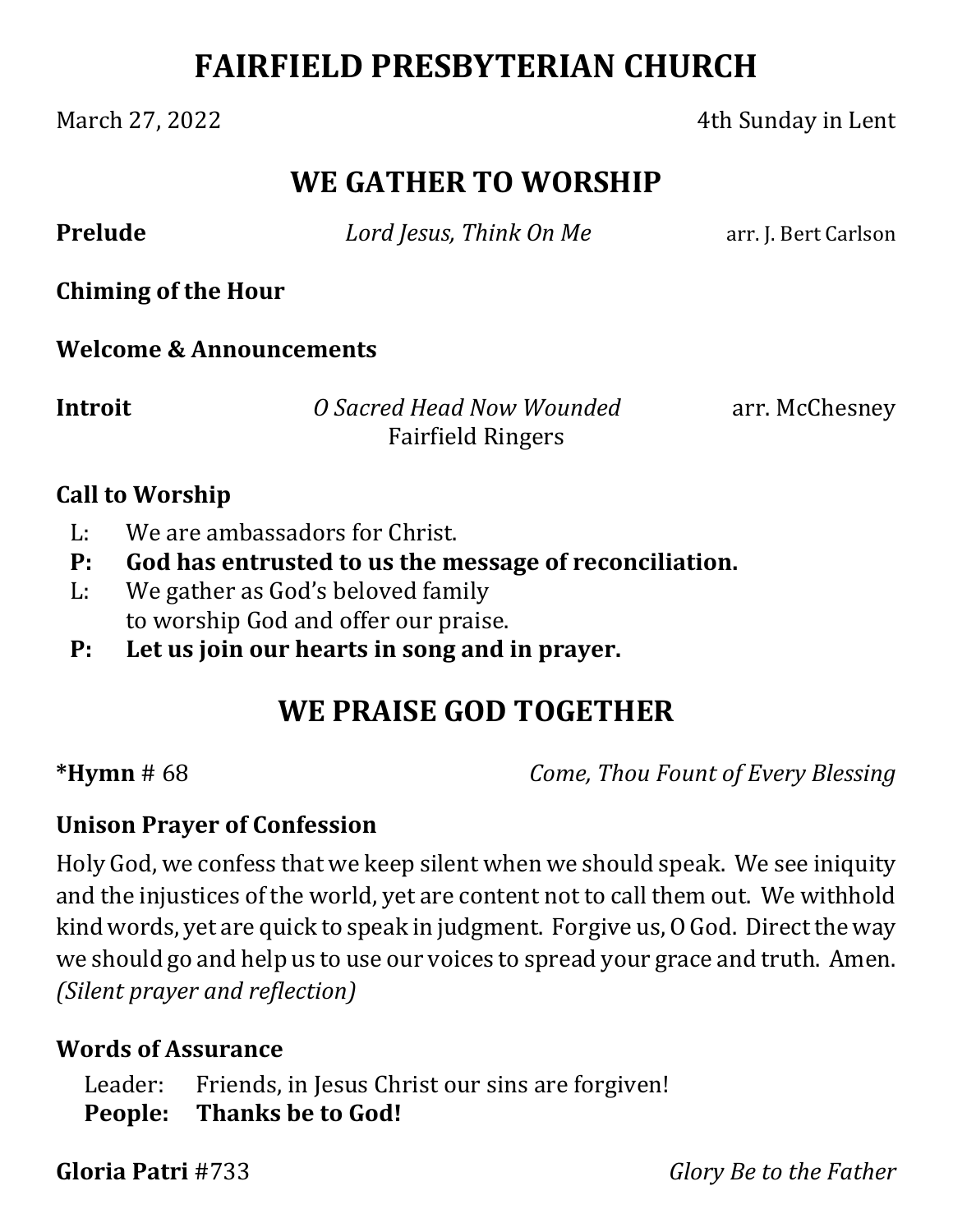# FAIRFIELD PRESBYTERIAN CHURCH

March 27, 2022 4th Sunday in Lent

## WE GATHER TO WORSHIP

**Prelude** *Lord Jesus, Think On Me* arr. J. Bert Carlson

**Chiming of the Hour**

**Welcome & Announcements**

**Introit** *O Sacred Head Now Wounded* arr. McChesney
Fairfield Ringers

**Call to Worship**

L: We are ambassadors for Christ.
**P: God has entrusted to us the message of reconciliation.**
L: We gather as God's beloved family
to worship God and offer our praise.
**P: Let us join our hearts in song and in prayer.**

## WE PRAISE GOD TOGETHER

***Hymn** # 68 *Come, Thou Fount of Every Blessing*

**Unison Prayer of Confession**

Holy God, we confess that we keep silent when we should speak. We see iniquity and the injustices of the world, yet are content not to call them out. We withhold kind words, yet are quick to speak in judgment. Forgive us, O God. Direct the way we should go and help us to use our voices to spread your grace and truth. Amen.
*(Silent prayer and reflection)*

**Words of Assurance**

Leader: Friends, in Jesus Christ our sins are forgiven!
**People: Thanks be to God!**

**Gloria Patri** #733 *Glory Be to the Father*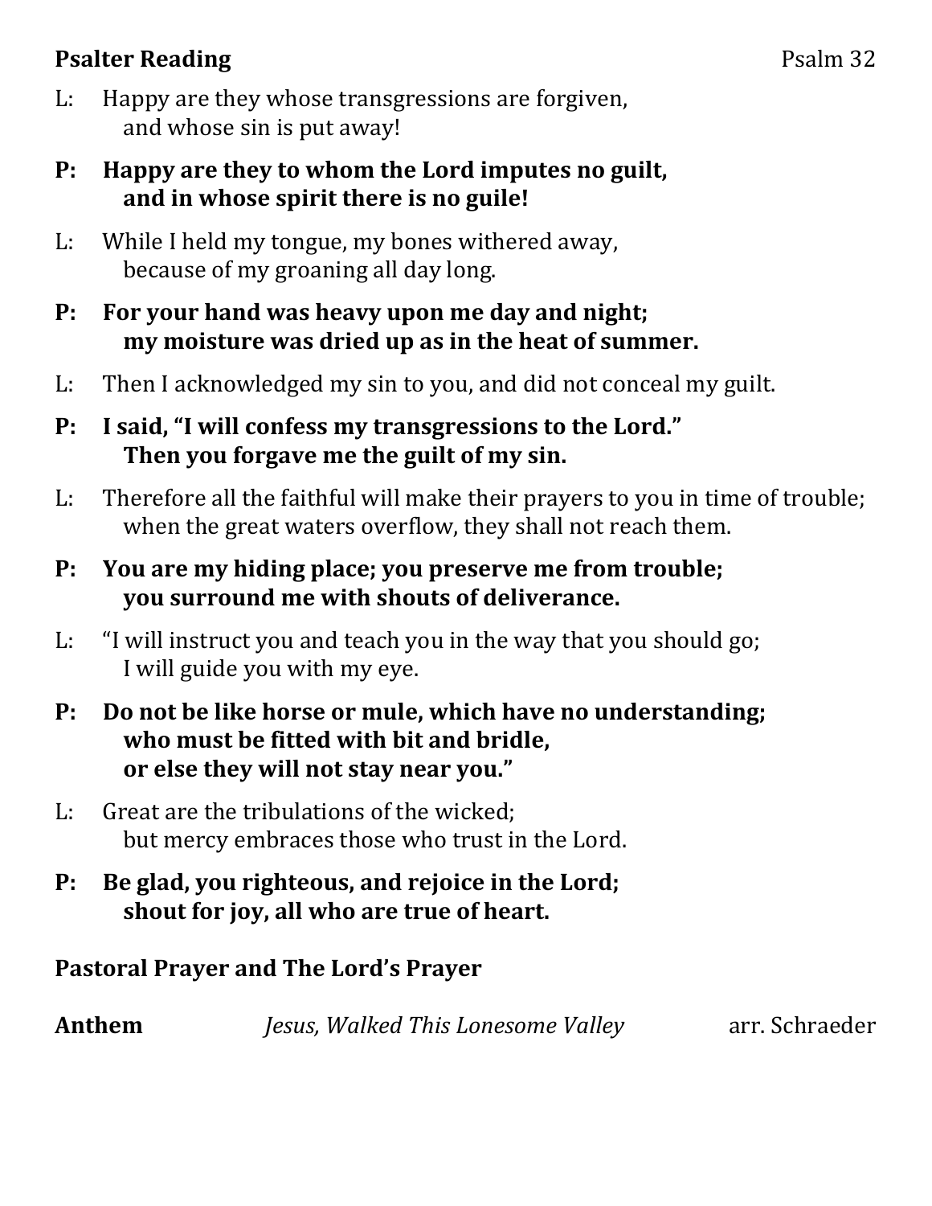**Psalter Reading** Psalm 32

L: Happy are they whose transgressions are forgiven,
and whose sin is put away!

**P: Happy are they to whom the Lord imputes no guilt,
and in whose spirit there is no guile!**

L: While I held my tongue, my bones withered away,
because of my groaning all day long.

**P: For your hand was heavy upon me day and night;
my moisture was dried up as in the heat of summer.**

L: Then I acknowledged my sin to you, and did not conceal my guilt.

**P: I said, "I will confess my transgressions to the Lord."
Then you forgave me the guilt of my sin.**

L: Therefore all the faithful will make their prayers to you in time of trouble;
when the great waters overflow, they shall not reach them.

**P: You are my hiding place; you preserve me from trouble;
you surround me with shouts of deliverance.**

L: "I will instruct you and teach you in the way that you should go;
I will guide you with my eye.

**P: Do not be like horse or mule, which have no understanding;
who must be fitted with bit and bridle,
or else they will not stay near you."**

L: Great are the tribulations of the wicked;
but mercy embraces those who trust in the Lord.

**P: Be glad, you righteous, and rejoice in the Lord;
shout for joy, all who are true of heart.**

**Pastoral Prayer and The Lord's Prayer**

**Anthem** *Jesus, Walked This Lonesome Valley* arr. Schraeder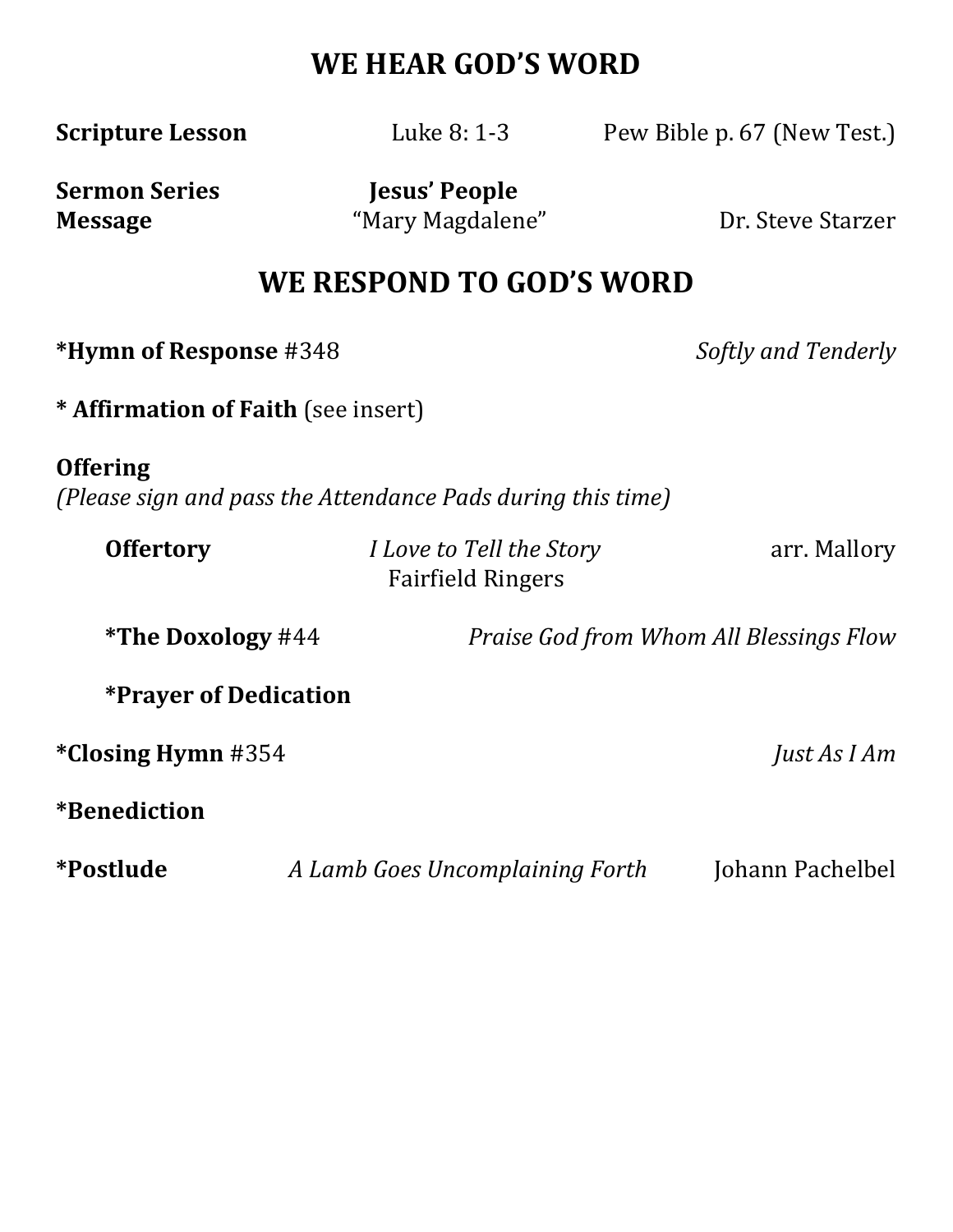## WE HEAR GOD'S WORD

**Scripture Lesson** Luke 8: 1-3 Pew Bible p. 67 (New Test.)

**Sermon Series** **Jesus' People**
**Message** "Mary Magdalene" Dr. Steve Starzer

## WE RESPOND TO GOD'S WORD

***Hymn of Response** #348 *Softly and Tenderly*

*** Affirmation of Faith** (see insert)

**Offering**
*(Please sign and pass the Attendance Pads during this time)*

**Offertory** *I Love to Tell the Story* arr. Mallory
Fairfield Ringers

***The Doxology** #44 *Praise God from Whom All Blessings Flow*

***Prayer of Dedication**

***Closing Hymn** #354 *Just As I Am*

***Benediction**

***Postlude** *A Lamb Goes Uncomplaining Forth* Johann Pachelbel